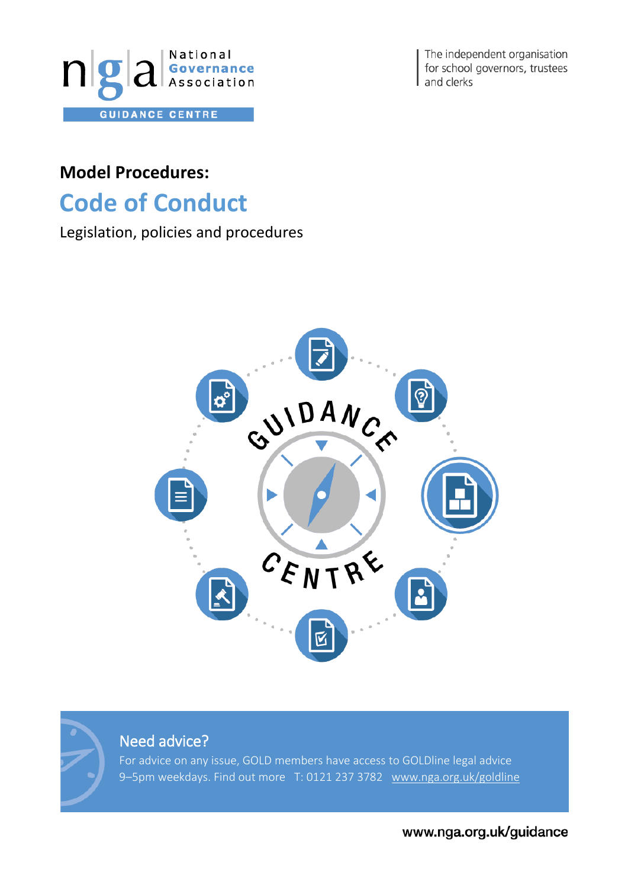National Governance Association

GUIDANCE CENTRE

The independent organisation for school governors, trustees and clerks

**Model Procedures:**

# Code of Conduct

Legislation, policies and procedures

## Need advice?

For advice on any issue, GOLD members have access to GOLDline legal advice 9–5pm weekdays. Find out more T: 0121 237 3782 www.nga.org.uk/goldline

www.nga.org.uk/guidance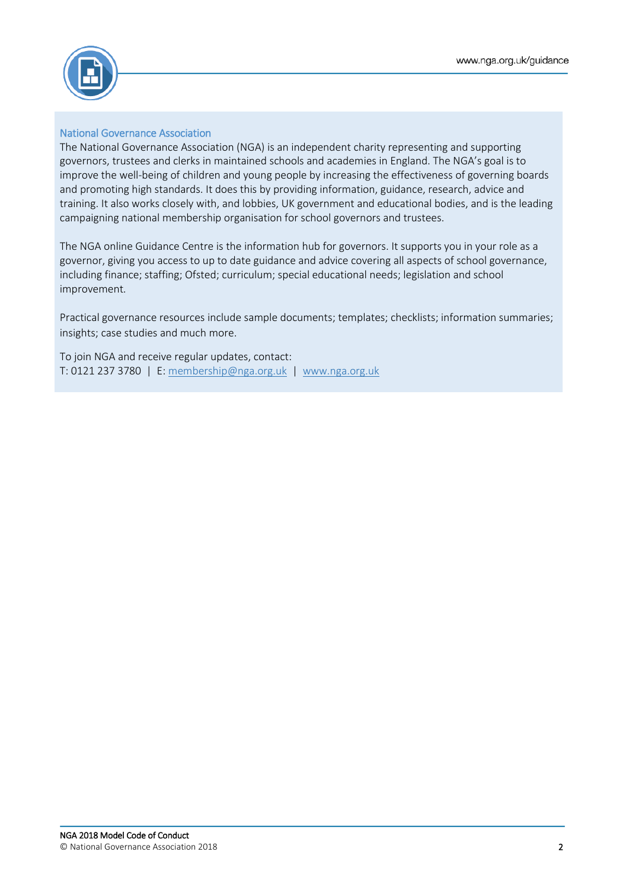## National Governance Association

The National Governance Association (NGA) is an independent charity representing and supporting governors, trustees and clerks in maintained schools and academies in England. The NGA's goal is to improve the well-being of children and young people by increasing the effectiveness of governing boards and promoting high standards. It does this by providing information, guidance, research, advice and training. It also works closely with, and lobbies, UK government and educational bodies, and is the leading campaigning national membership organisation for school governors and trustees.

The NGA online Guidance Centre is the information hub for governors. It supports you in your role as a governor, giving you access to up to date guidance and advice covering all aspects of school governance, including finance; staffing; Ofsted; curriculum; special educational needs; legislation and school improvement.

Practical governance resources include sample documents; templates; checklists; information summaries; insights; case studies and much more.

To join NGA and receive regular updates, contact:
T: 0121 237 3780 | E: membership@nga.org.uk | www.nga.org.uk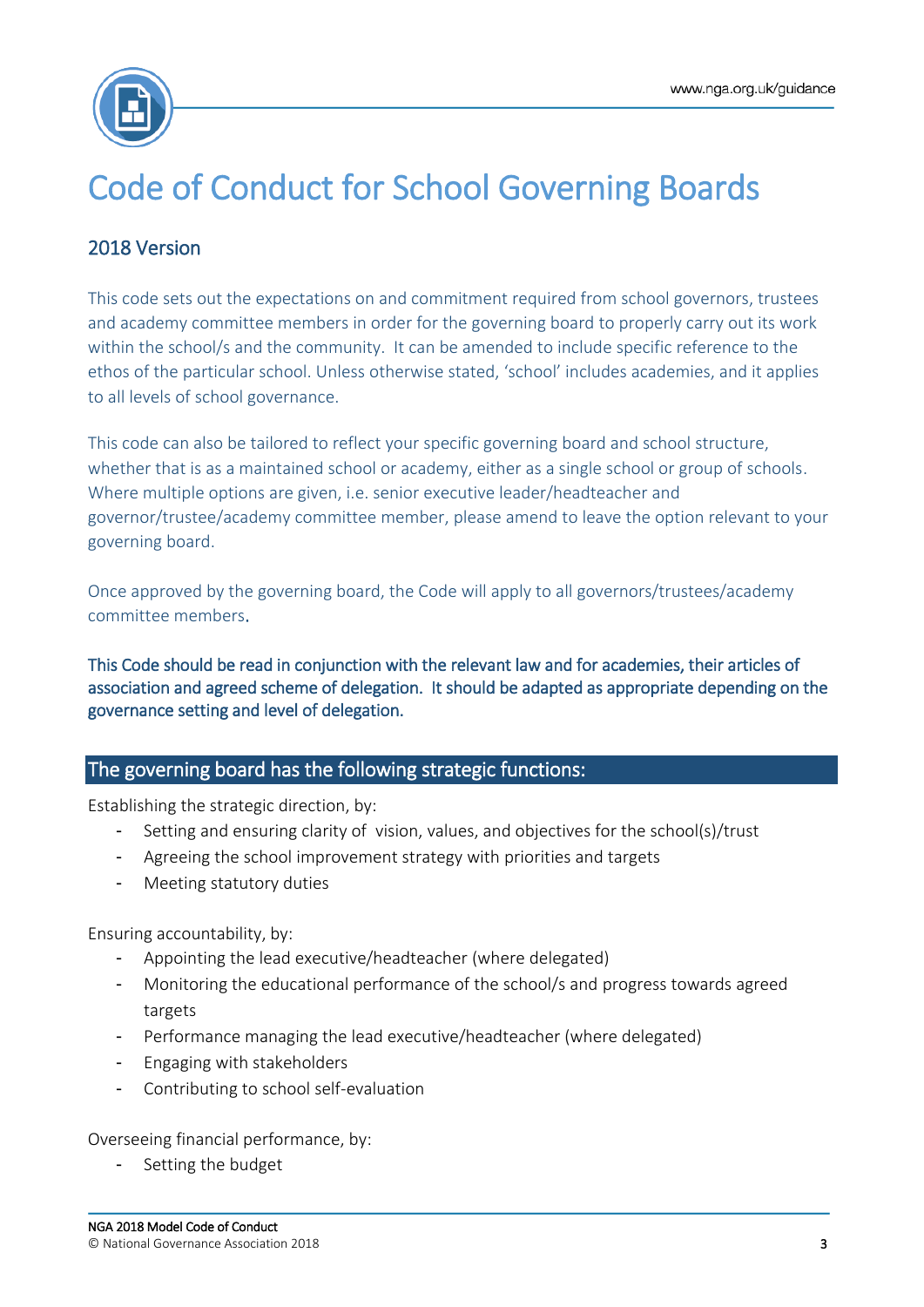# Code of Conduct for School Governing Boards

## 2018 Version

This code sets out the expectations on and commitment required from school governors, trustees and academy committee members in order for the governing board to properly carry out its work within the school/s and the community. It can be amended to include specific reference to the ethos of the particular school. Unless otherwise stated, 'school' includes academies, and it applies to all levels of school governance.

This code can also be tailored to reflect your specific governing board and school structure, whether that is as a maintained school or academy, either as a single school or group of schools. Where multiple options are given, i.e. senior executive leader/headteacher and governor/trustee/academy committee member, please amend to leave the option relevant to your governing board.

Once approved by the governing board, the Code will apply to all governors/trustees/academy committee members.

**This Code should be read in conjunction with the relevant law and for academies, their articles of association and agreed scheme of delegation. It should be adapted as appropriate depending on the governance setting and level of delegation.**

## The governing board has the following strategic functions:

Establishing the strategic direction, by:

- Setting and ensuring clarity of vision, values, and objectives for the school(s)/trust
- Agreeing the school improvement strategy with priorities and targets
- Meeting statutory duties

Ensuring accountability, by:

- Appointing the lead executive/headteacher (where delegated)
- Monitoring the educational performance of the school/s and progress towards agreed targets
- Performance managing the lead executive/headteacher (where delegated)
- Engaging with stakeholders
- Contributing to school self-evaluation

Overseeing financial performance, by:

- Setting the budget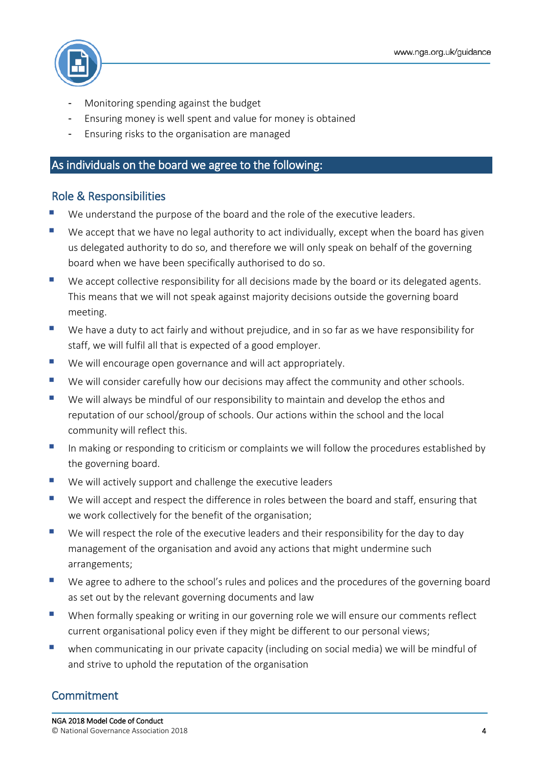- Monitoring spending against the budget
- Ensuring money is well spent and value for money is obtained
- Ensuring risks to the organisation are managed

## As individuals on the board we agree to the following:

### Role & Responsibilities

- We understand the purpose of the board and the role of the executive leaders.
- We accept that we have no legal authority to act individually, except when the board has given us delegated authority to do so, and therefore we will only speak on behalf of the governing board when we have been specifically authorised to do so.
- We accept collective responsibility for all decisions made by the board or its delegated agents. This means that we will not speak against majority decisions outside the governing board meeting.
- We have a duty to act fairly and without prejudice, and in so far as we have responsibility for staff, we will fulfil all that is expected of a good employer.
- We will encourage open governance and will act appropriately.
- We will consider carefully how our decisions may affect the community and other schools.
- We will always be mindful of our responsibility to maintain and develop the ethos and reputation of our school/group of schools. Our actions within the school and the local community will reflect this.
- In making or responding to criticism or complaints we will follow the procedures established by the governing board.
- We will actively support and challenge the executive leaders
- We will accept and respect the difference in roles between the board and staff, ensuring that we work collectively for the benefit of the organisation;
- We will respect the role of the executive leaders and their responsibility for the day to day management of the organisation and avoid any actions that might undermine such arrangements;
- We agree to adhere to the school's rules and polices and the procedures of the governing board as set out by the relevant governing documents and law
- When formally speaking or writing in our governing role we will ensure our comments reflect current organisational policy even if they might be different to our personal views;
- when communicating in our private capacity (including on social media) we will be mindful of and strive to uphold the reputation of the organisation

### Commitment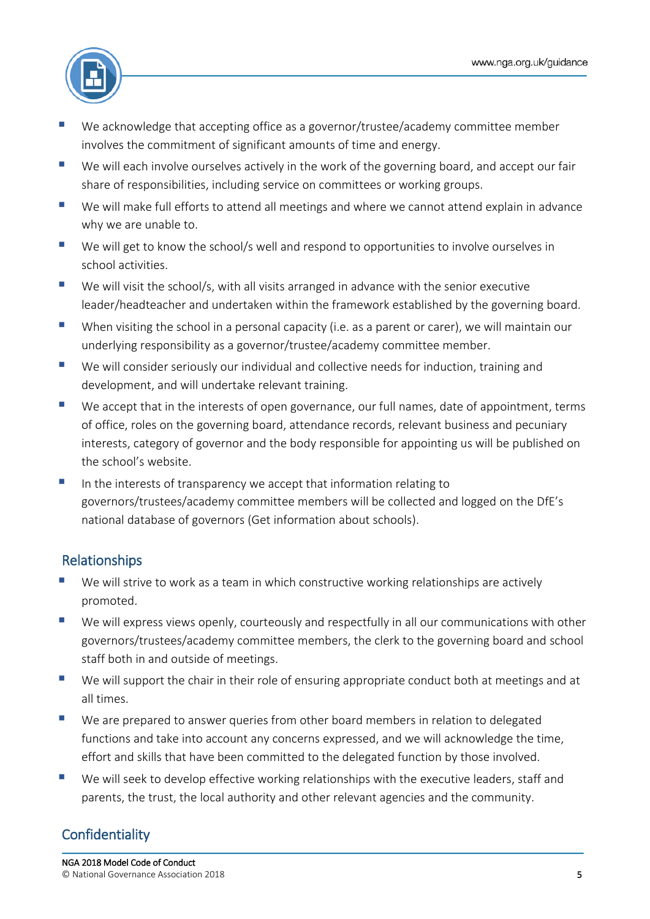- We acknowledge that accepting office as a governor/trustee/academy committee member involves the commitment of significant amounts of time and energy.
- We will each involve ourselves actively in the work of the governing board, and accept our fair share of responsibilities, including service on committees or working groups.
- We will make full efforts to attend all meetings and where we cannot attend explain in advance why we are unable to.
- We will get to know the school/s well and respond to opportunities to involve ourselves in school activities.
- We will visit the school/s, with all visits arranged in advance with the senior executive leader/headteacher and undertaken within the framework established by the governing board.
- When visiting the school in a personal capacity (i.e. as a parent or carer), we will maintain our underlying responsibility as a governor/trustee/academy committee member.
- We will consider seriously our individual and collective needs for induction, training and development, and will undertake relevant training.
- We accept that in the interests of open governance, our full names, date of appointment, terms of office, roles on the governing board, attendance records, relevant business and pecuniary interests, category of governor and the body responsible for appointing us will be published on the school's website.
- In the interests of transparency we accept that information relating to governors/trustees/academy committee members will be collected and logged on the DfE's national database of governors (Get information about schools).

## Relationships

- We will strive to work as a team in which constructive working relationships are actively promoted.
- We will express views openly, courteously and respectfully in all our communications with other governors/trustees/academy committee members, the clerk to the governing board and school staff both in and outside of meetings.
- We will support the chair in their role of ensuring appropriate conduct both at meetings and at all times.
- We are prepared to answer queries from other board members in relation to delegated functions and take into account any concerns expressed, and we will acknowledge the time, effort and skills that have been committed to the delegated function by those involved.
- We will seek to develop effective working relationships with the executive leaders, staff and parents, the trust, the local authority and other relevant agencies and the community.

## Confidentiality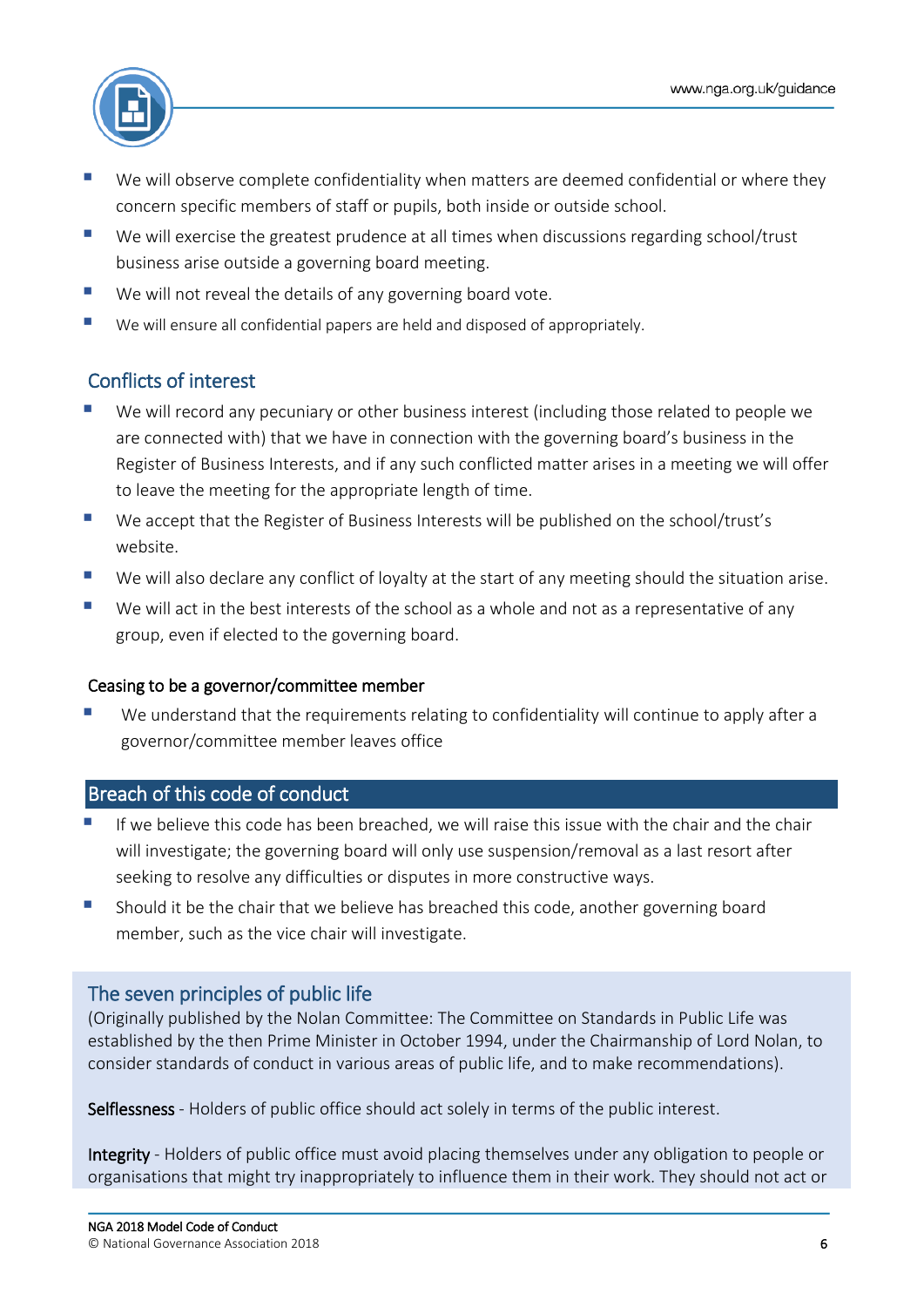- We will observe complete confidentiality when matters are deemed confidential or where they concern specific members of staff or pupils, both inside or outside school.
- We will exercise the greatest prudence at all times when discussions regarding school/trust business arise outside a governing board meeting.
- We will not reveal the details of any governing board vote.
- We will ensure all confidential papers are held and disposed of appropriately.

## Conflicts of interest

- We will record any pecuniary or other business interest (including those related to people we are connected with) that we have in connection with the governing board's business in the Register of Business Interests, and if any such conflicted matter arises in a meeting we will offer to leave the meeting for the appropriate length of time.
- We accept that the Register of Business Interests will be published on the school/trust's website.
- We will also declare any conflict of loyalty at the start of any meeting should the situation arise.
- We will act in the best interests of the school as a whole and not as a representative of any group, even if elected to the governing board.

### Ceasing to be a governor/committee member

- We understand that the requirements relating to confidentiality will continue to apply after a governor/committee member leaves office

## Breach of this code of conduct

- If we believe this code has been breached, we will raise this issue with the chair and the chair will investigate; the governing board will only use suspension/removal as a last resort after seeking to resolve any difficulties or disputes in more constructive ways.
- Should it be the chair that we believe has breached this code, another governing board member, such as the vice chair will investigate.

## The seven principles of public life

(Originally published by the Nolan Committee: The Committee on Standards in Public Life was established by the then Prime Minister in October 1994, under the Chairmanship of Lord Nolan, to consider standards of conduct in various areas of public life, and to make recommendations).

**Selflessness** - Holders of public office should act solely in terms of the public interest.

**Integrity** - Holders of public office must avoid placing themselves under any obligation to people or organisations that might try inappropriately to influence them in their work. They should not act or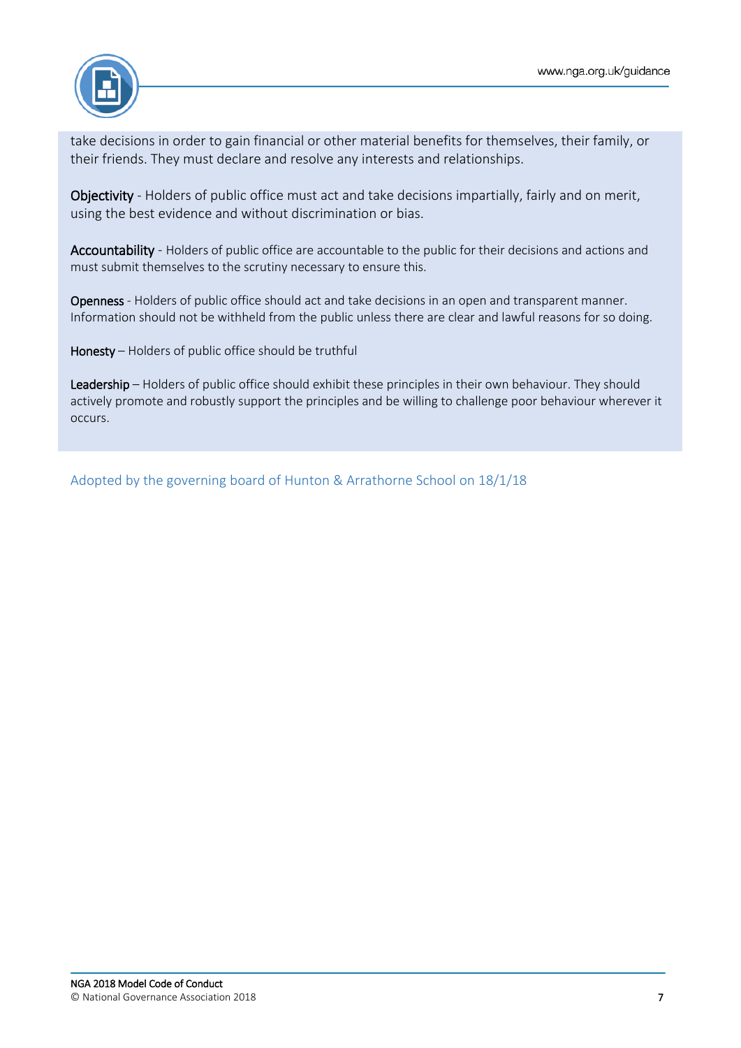take decisions in order to gain financial or other material benefits for themselves, their family, or their friends. They must declare and resolve any interests and relationships.

**Objectivity** - Holders of public office must act and take decisions impartially, fairly and on merit, using the best evidence and without discrimination or bias.

**Accountability** - Holders of public office are accountable to the public for their decisions and actions and must submit themselves to the scrutiny necessary to ensure this.

**Openness** - Holders of public office should act and take decisions in an open and transparent manner. Information should not be withheld from the public unless there are clear and lawful reasons for so doing.

**Honesty** – Holders of public office should be truthful

**Leadership** – Holders of public office should exhibit these principles in their own behaviour. They should actively promote and robustly support the principles and be willing to challenge poor behaviour wherever it occurs.

Adopted by the governing board of Hunton & Arrathorne School on 18/1/18